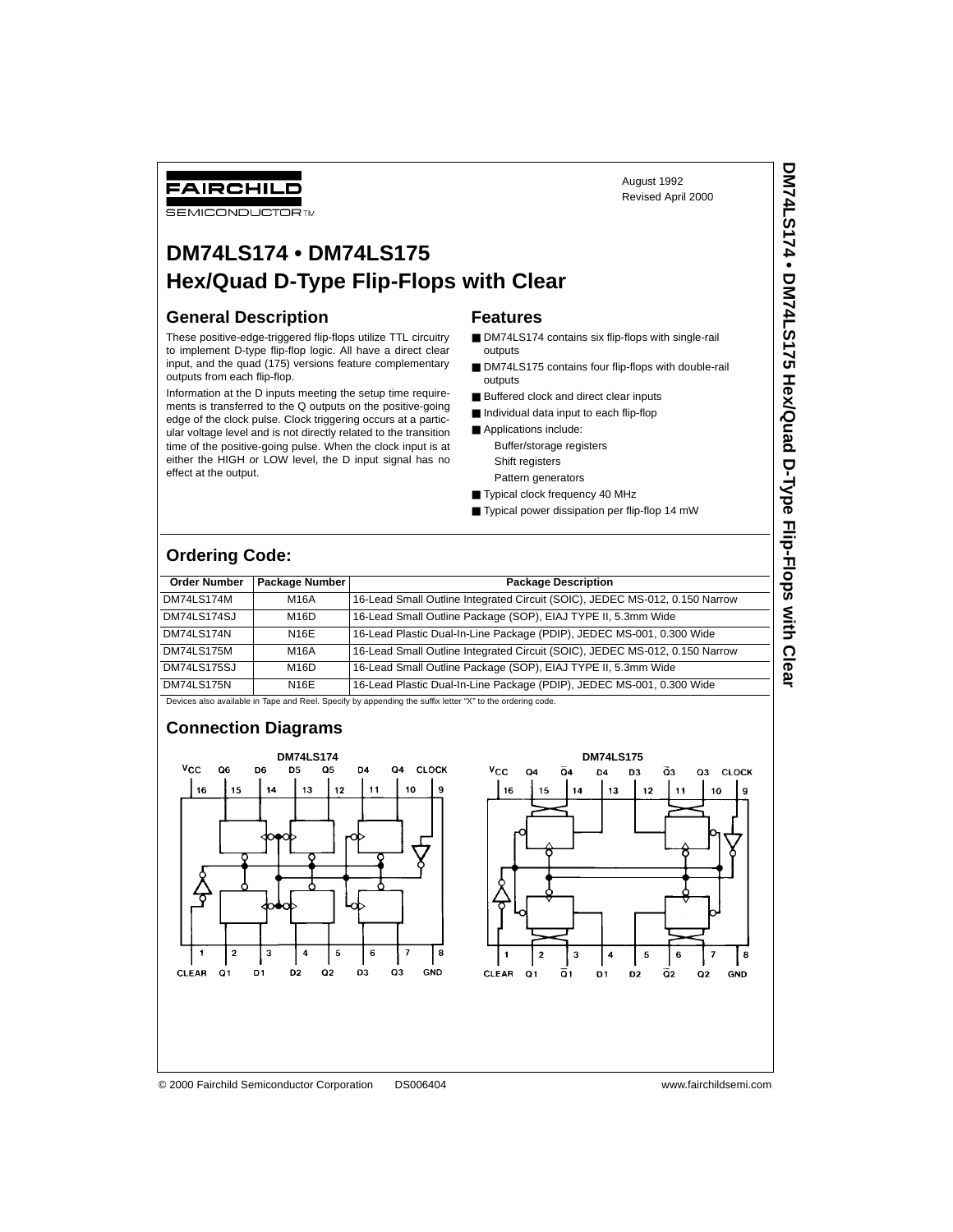FAIRCHILD

SEMICONDUCTOR™

August 1992
Revised April 2000

# DM74LS174 • DM74LS175 Hex/Quad D-Type Flip-Flops with Clear

## General Description

These positive-edge-triggered flip-flops utilize TTL circuitry to implement D-type flip-flop logic. All have a direct clear input, and the quad (175) versions feature complementary outputs from each flip-flop.

Information at the D inputs meeting the setup time requirements is transferred to the Q outputs on the positive-going edge of the clock pulse. Clock triggering occurs at a particular voltage level and is not directly related to the transition time of the positive-going pulse. When the clock input is at either the HIGH or LOW level, the D input signal has no effect at the output.

## Features

- DM74LS174 contains six flip-flops with single-rail outputs
- DM74LS175 contains four flip-flops with double-rail outputs
- Buffered clock and direct clear inputs
- Individual data input to each flip-flop
- Applications include:
  - Buffer/storage registers
  - Shift registers
  - Pattern generators
- Typical clock frequency 40 MHz
- Typical power dissipation per flip-flop 14 mW

## Ordering Code:

| Order Number | Package Number | Package Description |
|---|---|---|
| DM74LS174M | M16A | 16-Lead Small Outline Integrated Circuit (SOIC), JEDEC MS-012, 0.150 Narrow |
| DM74LS174SJ | M16D | 16-Lead Small Outline Package (SOP), EIAJ TYPE II, 5.3mm Wide |
| DM74LS174N | N16E | 16-Lead Plastic Dual-In-Line Package (PDIP), JEDEC MS-001, 0.300 Wide |
| DM74LS175M | M16A | 16-Lead Small Outline Integrated Circuit (SOIC), JEDEC MS-012, 0.150 Narrow |
| DM74LS175SJ | M16D | 16-Lead Small Outline Package (SOP), EIAJ TYPE II, 5.3mm Wide |
| DM74LS175N | N16E | 16-Lead Plastic Dual-In-Line Package (PDIP), JEDEC MS-001, 0.300 Wide |

Devices also available in Tape and Reel. Specify by appending the suffix letter "X" to the ordering code.

## Connection Diagrams

**DM74LS174**

Pins (top): $V_{CC}$ 16, Q6 15, D6 14, D5 13, Q5 12, D4 11, Q4 10, CLOCK 9

Pins (bottom): CLEAR 1, Q1 2, D1 3, D2 4, Q2 5, D3 6, Q3 7, GND 8

**DM74LS175**

Pins (top): $V_{CC}$ 16, Q4 15, $\overline{Q4}$ 14, D4 13, D3 12, $\overline{Q3}$ 11, Q3 10, CLOCK 9

Pins (bottom): CLEAR 1, Q1 2, $\overline{Q1}$ 3, D1 4, D2 5, $\overline{Q2}$ 6, Q2 7, GND 8

© 2000 Fairchild Semiconductor Corporation DS006404 www.fairchildsemi.com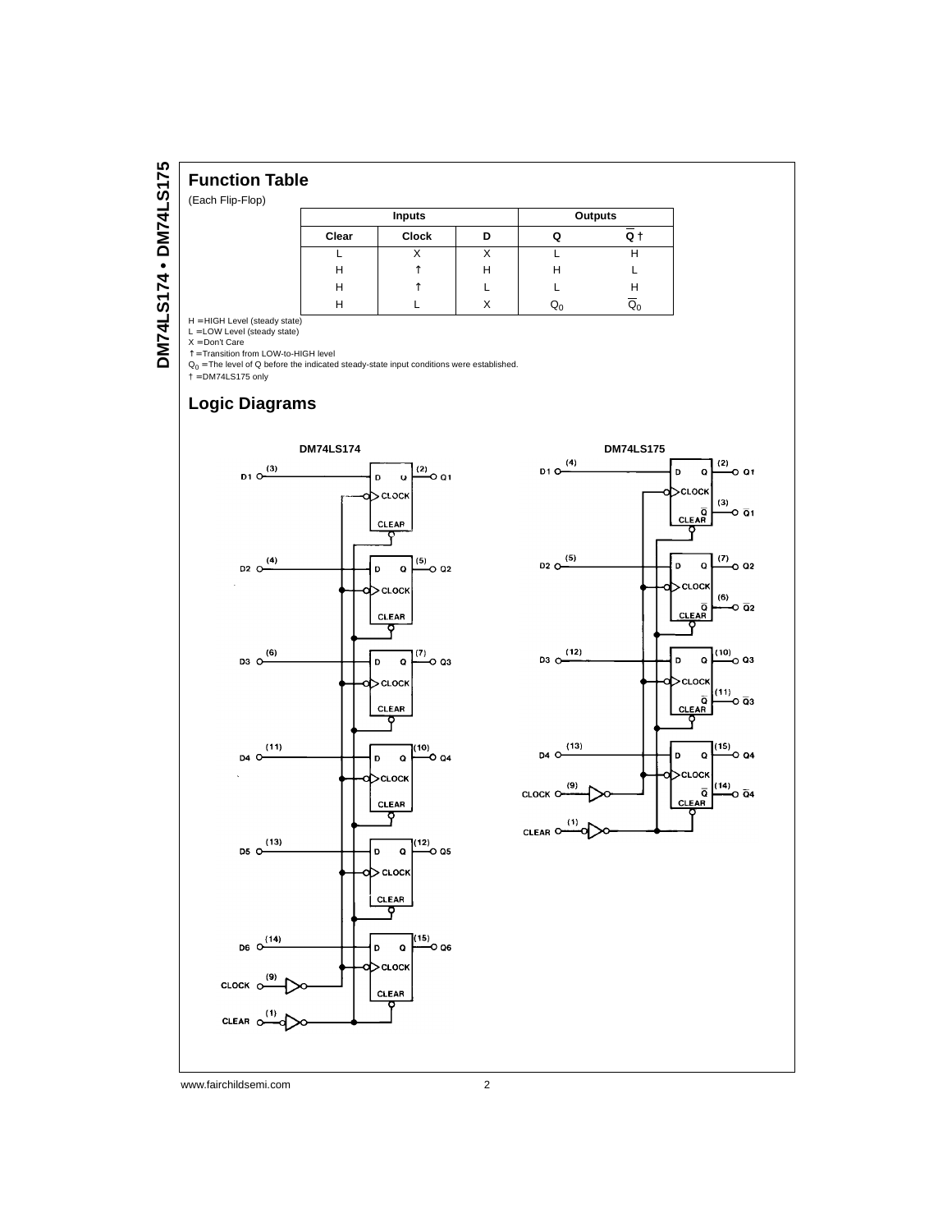## Function Table

(Each Flip-Flop)

| Inputs | | | Outputs | |
|---|---|---|---|---|
| Clear | Clock | D | Q | $\overline{Q}$ † |
| L | X | X | L | H |
| H | ↑ | H | H | L |
| H | ↑ | L | L | H |
| H | L | X | $Q_0$ | $\overline{Q}_0$ |

H = HIGH Level (steady state)
L = LOW Level (steady state)
X = Don't Care
↑ = Transition from LOW-to-HIGH level
$Q_0$ = The level of Q before the indicated steady-state input conditions were established.
† = DM74LS175 only

## Logic Diagrams

**DM74LS174**

**DM74LS175**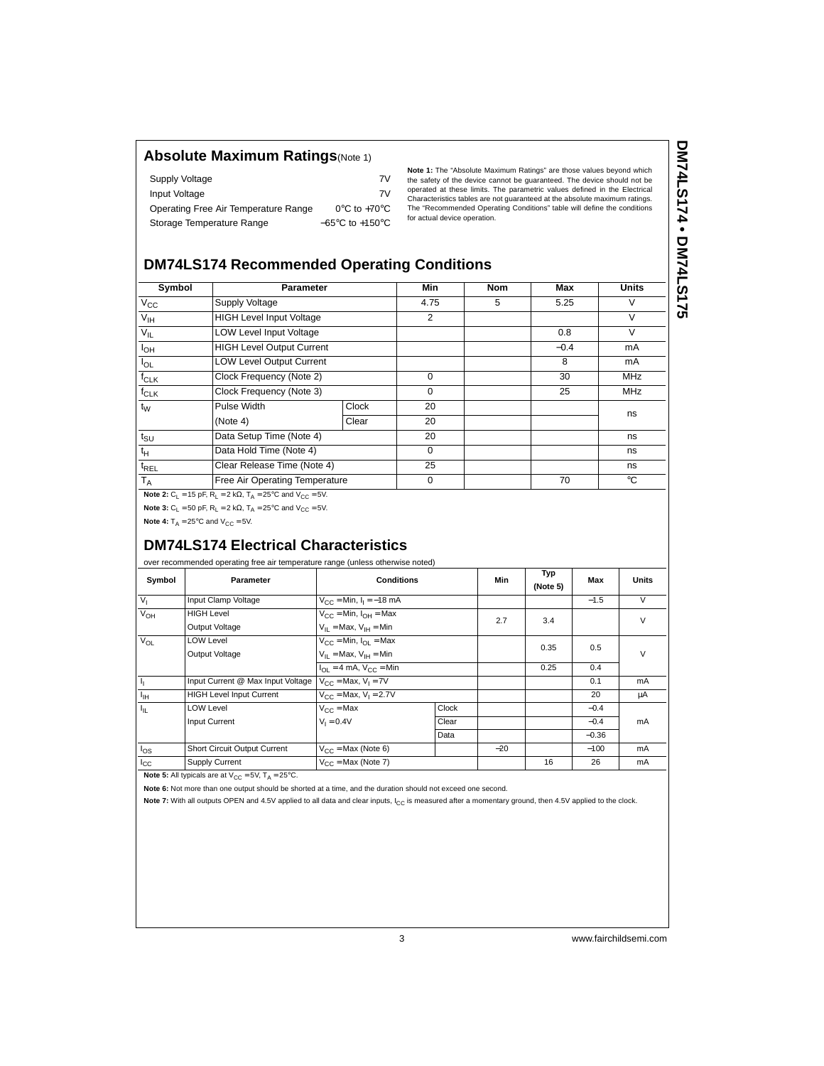## Absolute Maximum Ratings(Note 1)

| | |
|---|---|
| Supply Voltage | 7V |
| Input Voltage | 7V |
| Operating Free Air Temperature Range | 0°C to +70°C |
| Storage Temperature Range | −65°C to +150°C |

**Note 1:** The "Absolute Maximum Ratings" are those values beyond which the safety of the device cannot be guaranteed. The device should not be operated at these limits. The parametric values defined in the Electrical Characteristics tables are not guaranteed at the absolute maximum ratings. The "Recommended Operating Conditions" table will define the conditions for actual device operation.

## DM74LS174 Recommended Operating Conditions

| Symbol | Parameter | | Min | Nom | Max | Units |
|---|---|---|---|---|---|---|
| $V_{CC}$ | Supply Voltage | | 4.75 | 5 | 5.25 | V |
| $V_{IH}$ | HIGH Level Input Voltage | | 2 | | | V |
| $V_{IL}$ | LOW Level Input Voltage | | | | 0.8 | V |
| $I_{OH}$ | HIGH Level Output Current | | | | −0.4 | mA |
| $I_{OL}$ | LOW Level Output Current | | | | 8 | mA |
| $f_{CLK}$ | Clock Frequency (Note 2) | | 0 | | 30 | MHz |
| $f_{CLK}$ | Clock Frequency (Note 3) | | 0 | | 25 | MHz |
| $t_W$ | Pulse Width | Clock | 20 | | | ns |
| | (Note 4) | Clear | 20 | | | |
| $t_{SU}$ | Data Setup Time (Note 4) | | 20 | | | ns |
| $t_H$ | Data Hold Time (Note 4) | | 0 | | | ns |
| $t_{REL}$ | Clear Release Time (Note 4) | | 25 | | | ns |
| $T_A$ | Free Air Operating Temperature | | 0 | | 70 | °C |

**Note 2:** $C_L$ = 15 pF, $R_L$ = 2 kΩ, $T_A$ = 25°C and $V_{CC}$ = 5V.

**Note 3:** $C_L$ = 50 pF, $R_L$ = 2 kΩ, $T_A$ = 25°C and $V_{CC}$ = 5V.

**Note 4:** $T_A$ = 25°C and $V_{CC}$ = 5V.

## DM74LS174 Electrical Characteristics

over recommended operating free air temperature range (unless otherwise noted)

| Symbol | Parameter | Conditions | | Min | Typ (Note 5) | Max | Units |
|---|---|---|---|---|---|---|---|
| $V_I$ | Input Clamp Voltage | $V_{CC}$ = Min, $I_I$ = −18 mA | | | | −1.5 | V |
| $V_{OH}$ | HIGH Level Output Voltage | $V_{CC}$ = Min, $I_{OH}$ = Max, $V_{IL}$ = Max, $V_{IH}$ = Min | | 2.7 | 3.4 | | V |
| $V_{OL}$ | LOW Level Output Voltage | $V_{CC}$ = Min, $I_{OL}$ = Max, $V_{IL}$ = Max, $V_{IH}$ = Min | | | 0.35 | 0.5 | V |
| | | $I_{OL}$ = 4 mA, $V_{CC}$ = Min | | | 0.25 | 0.4 | |
| $I_I$ | Input Current @ Max Input Voltage | $V_{CC}$ = Max, $V_I$ = 7V | | | | 0.1 | mA |
| $I_{IH}$ | HIGH Level Input Current | $V_{CC}$ = Max, $V_I$ = 2.7V | | | | 20 | μA |
| $I_{IL}$ | LOW Level Input Current | $V_{CC}$ = Max, $V_I$ = 0.4V | Clock | | | −0.4 | mA |
| | | | Clear | | | −0.4 | |
| | | | Data | | | −0.36 | |
| $I_{OS}$ | Short Circuit Output Current | $V_{CC}$ = Max (Note 6) | | −20 | | −100 | mA |
| $I_{CC}$ | Supply Current | $V_{CC}$ = Max (Note 7) | | | 16 | 26 | mA |

**Note 5:** All typicals are at $V_{CC}$ = 5V, $T_A$ = 25°C.

**Note 6:** Not more than one output should be shorted at a time, and the duration should not exceed one second.

**Note 7:** With all outputs OPEN and 4.5V applied to all data and clear inputs, $I_{CC}$ is measured after a momentary ground, then 4.5V applied to the clock.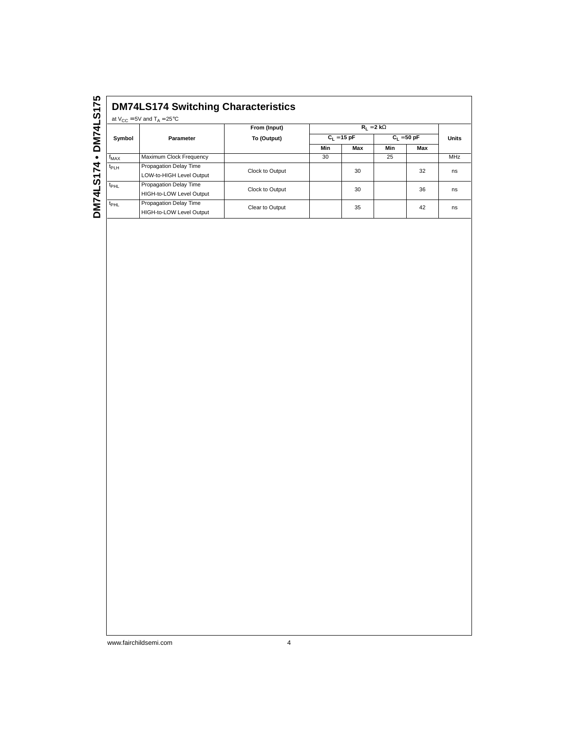## DM74LS174 Switching Characteristics

at $V_{CC} = 5V$ and $T_A = 25°C$

| Symbol | Parameter | From (Input) To (Output) | $R_L = 2\ k\Omega$ | | | | Units |
|---|---|---|---|---|---|---|---|
| | | | $C_L = 15\ pF$ | | $C_L = 50\ pF$ | | |
| | | | Min | Max | Min | Max | |
| $f_{MAX}$ | Maximum Clock Frequency | | 30 | | 25 | | MHz |
| $t_{PLH}$ | Propagation Delay Time LOW-to-HIGH Level Output | Clock to Output | | 30 | | 32 | ns |
| $t_{PHL}$ | Propagation Delay Time HIGH-to-LOW Level Output | Clock to Output | | 30 | | 36 | ns |
| $t_{PHL}$ | Propagation Delay Time HIGH-to-LOW Level Output | Clear to Output | | 35 | | 42 | ns |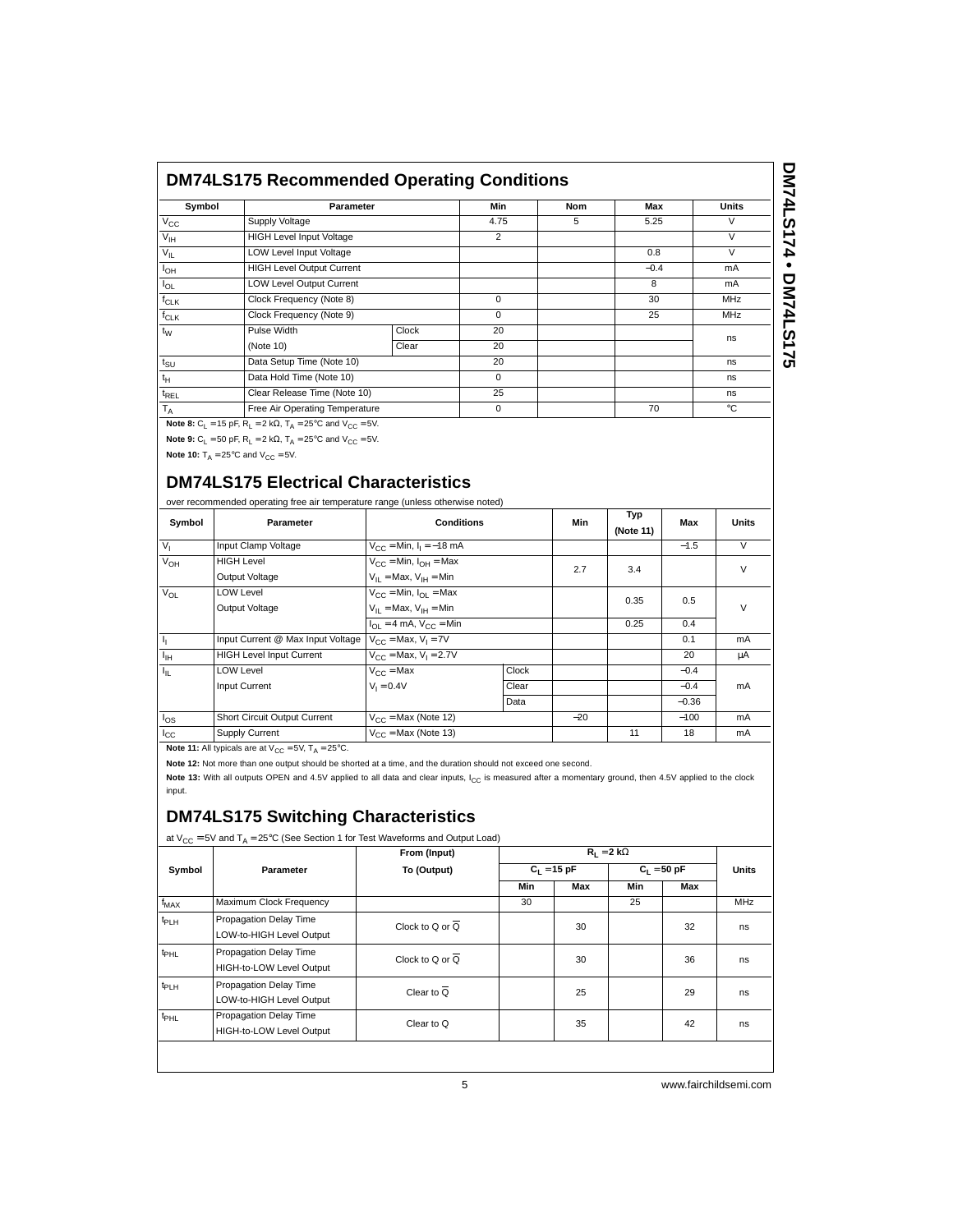## DM74LS175 Recommended Operating Conditions

| Symbol | Parameter | | Min | Nom | Max | Units |
|---|---|---|---|---|---|---|
| $V_{CC}$ | Supply Voltage | | 4.75 | 5 | 5.25 | V |
| $V_{IH}$ | HIGH Level Input Voltage | | 2 | | | V |
| $V_{IL}$ | LOW Level Input Voltage | | | | 0.8 | V |
| $I_{OH}$ | HIGH Level Output Current | | | | −0.4 | mA |
| $I_{OL}$ | LOW Level Output Current | | | | 8 | mA |
| $f_{CLK}$ | Clock Frequency (Note 8) | | 0 | | 30 | MHz |
| $f_{CLK}$ | Clock Frequency (Note 9) | | 0 | | 25 | MHz |
| $t_W$ | Pulse Width | Clock | 20 | | | ns |
| | (Note 10) | Clear | 20 | | | |
| $t_{SU}$ | Data Setup Time (Note 10) | | 20 | | | ns |
| $t_H$ | Data Hold Time (Note 10) | | 0 | | | ns |
| $t_{REL}$ | Clear Release Time (Note 10) | | 25 | | | ns |
| $T_A$ | Free Air Operating Temperature | | 0 | | 70 | °C |

**Note 8:** $C_L$ = 15 pF, $R_L$ = 2 kΩ, $T_A$ = 25°C and $V_{CC}$ = 5V.

**Note 9:** $C_L$ = 50 pF, $R_L$ = 2 kΩ, $T_A$ = 25°C and $V_{CC}$ = 5V.

**Note 10:** $T_A$ = 25°C and $V_{CC}$ = 5V.

## DM74LS175 Electrical Characteristics

over recommended operating free air temperature range (unless otherwise noted)

| Symbol | Parameter | Conditions | | Min | Typ (Note 11) | Max | Units |
|---|---|---|---|---|---|---|---|
| $V_I$ | Input Clamp Voltage | $V_{CC}$ = Min, $I_I$ = −18 mA | | | | −1.5 | V |
| $V_{OH}$ | HIGH Level Output Voltage | $V_{CC}$ = Min, $I_{OH}$ = Max, $V_{IL}$ = Max, $V_{IH}$ = Min | | 2.7 | 3.4 | | V |
| $V_{OL}$ | LOW Level Output Voltage | $V_{CC}$ = Min, $I_{OL}$ = Max, $V_{IL}$ = Max, $V_{IH}$ = Min | | | 0.35 | 0.5 | V |
| | | $I_{OL}$ = 4 mA, $V_{CC}$ = Min | | | 0.25 | 0.4 | |
| $I_I$ | Input Current @ Max Input Voltage | $V_{CC}$ = Max, $V_I$ = 7V | | | | 0.1 | mA |
| $I_{IH}$ | HIGH Level Input Current | $V_{CC}$ = Max, $V_I$ = 2.7V | | | | 20 | μA |
| $I_{IL}$ | LOW Level Input Current | $V_{CC}$ = Max, $V_I$ = 0.4V | Clock | | | −0.4 | mA |
| | | | Clear | | | −0.4 | |
| | | | Data | | | −0.36 | |
| $I_{OS}$ | Short Circuit Output Current | $V_{CC}$ = Max (Note 12) | | −20 | | −100 | mA |
| $I_{CC}$ | Supply Current | $V_{CC}$ = Max (Note 13) | | | 11 | 18 | mA |

**Note 11:** All typicals are at $V_{CC}$ = 5V, $T_A$ = 25°C.

**Note 12:** Not more than one output should be shorted at a time, and the duration should not exceed one second.

**Note 13:** With all outputs OPEN and 4.5V applied to all data and clear inputs, $I_{CC}$ is measured after a momentary ground, then 4.5V applied to the clock input.

## DM74LS175 Switching Characteristics

at $V_{CC}$ = 5V and $T_A$ = 25°C (See Section 1 for Test Waveforms and Output Load)

| Symbol | Parameter | From (Input) To (Output) | $R_L$ = 2 kΩ | | | | Units |
|---|---|---|---|---|---|---|---|
| | | | $C_L$ = 15 pF | | $C_L$ = 50 pF | | |
| | | | Min | Max | Min | Max | |
| $f_{MAX}$ | Maximum Clock Frequency | | 30 | | 25 | | MHz |
| $t_{PLH}$ | Propagation Delay Time LOW-to-HIGH Level Output | Clock to Q or $\overline{Q}$ | | 30 | | 32 | ns |
| $t_{PHL}$ | Propagation Delay Time HIGH-to-LOW Level Output | Clock to Q or $\overline{Q}$ | | 30 | | 36 | ns |
| $t_{PLH}$ | Propagation Delay Time LOW-to-HIGH Level Output | Clear to $\overline{Q}$ | | 25 | | 29 | ns |
| $t_{PHL}$ | Propagation Delay Time HIGH-to-LOW Level Output | Clear to Q | | 35 | | 42 | ns |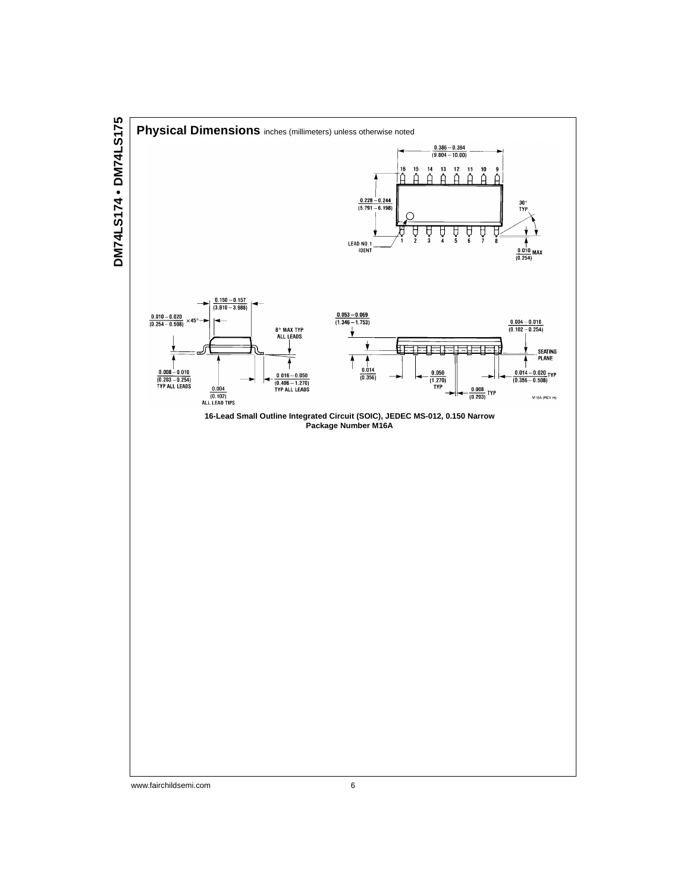## Physical Dimensions inches (millimeters) unless otherwise noted

16-Lead Small Outline Integrated Circuit (SOIC), JEDEC MS-012, 0.150 Narrow
Package Number M16A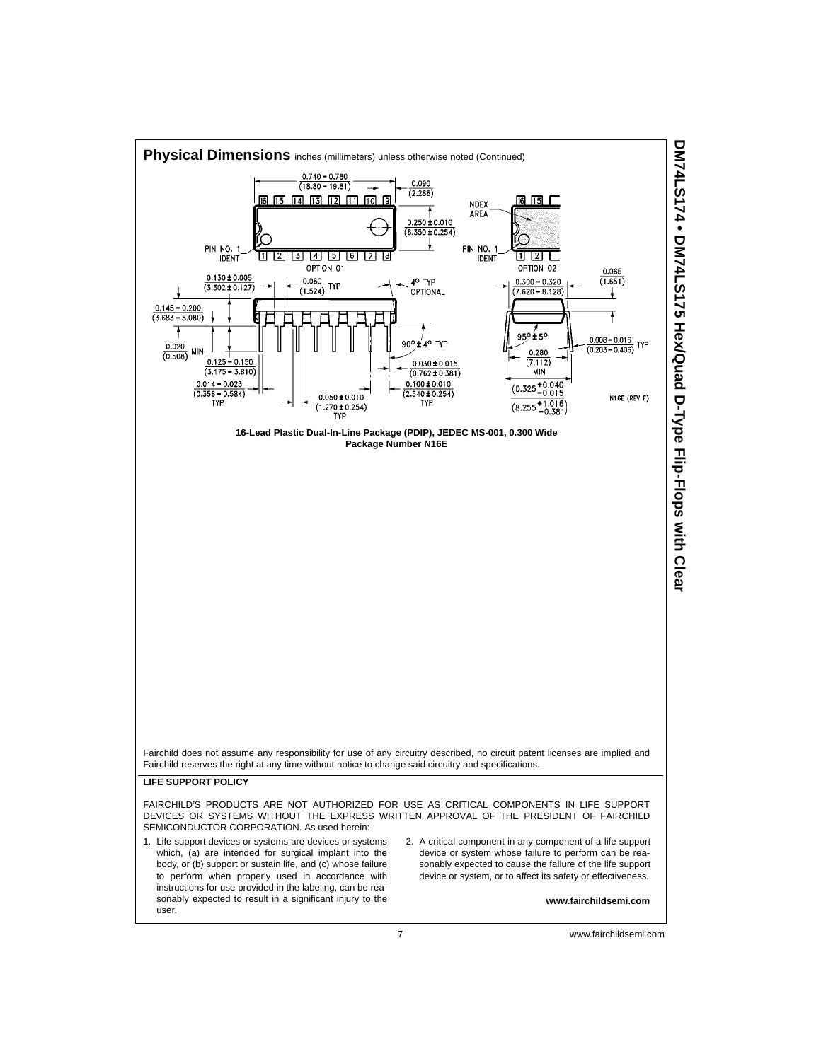## Physical Dimensions inches (millimeters) unless otherwise noted (Continued)

0.740 – 0.780
(18.80 – 19.81)
0.090
(2.286)
INDEX AREA
0.250 ± 0.010
(6.350 ± 0.254)
PIN NO. 1 IDENT
OPTION 01
PIN NO. 1 IDENT
OPTION 02
0.065
(1.651)
0.130 ± 0.005
(3.302 ± 0.127)
0.060
(1.524) TYP
4° TYP OPTIONAL
0.300 – 0.320
(7.620 – 8.128)
0.145 – 0.200
(3.683 – 5.080)
0.020
(0.508) MIN
90° ± 4° TYP
95° ± 5°
0.008 – 0.016
(0.203 – 0.406) TYP
0.125 – 0.150
(3.175 – 3.810)
0.030 ± 0.015
(0.762 ± 0.381)
0.280
(7.112)
MIN
0.014 – 0.023
(0.356 – 0.584)
TYP
0.100 ± 0.010
(2.540 ± 0.254)
TYP
0.050 ± 0.010
(1.270 ± 0.254)
TYP
$(0.325^{+0.040}_{-0.015})$
$(8.255^{+1.016}_{-0.381})$
N16E (REV F)

**16-Lead Plastic Dual-In-Line Package (PDIP), JEDEC MS-001, 0.300 Wide**
**Package Number N16E**

Fairchild does not assume any responsibility for use of any circuitry described, no circuit patent licenses are implied and Fairchild reserves the right at any time without notice to change said circuitry and specifications.

**LIFE SUPPORT POLICY**

FAIRCHILD'S PRODUCTS ARE NOT AUTHORIZED FOR USE AS CRITICAL COMPONENTS IN LIFE SUPPORT DEVICES OR SYSTEMS WITHOUT THE EXPRESS WRITTEN APPROVAL OF THE PRESIDENT OF FAIRCHILD SEMICONDUCTOR CORPORATION. As used herein:

1. Life support devices or systems are devices or systems which, (a) are intended for surgical implant into the body, or (b) support or sustain life, and (c) whose failure to perform when properly used in accordance with instructions for use provided in the labeling, can be reasonably expected to result in a significant injury to the user.
2. A critical component in any component of a life support device or system whose failure to perform can be reasonably expected to cause the failure of the life support device or system, or to affect its safety or effectiveness.

**www.fairchildsemi.com**